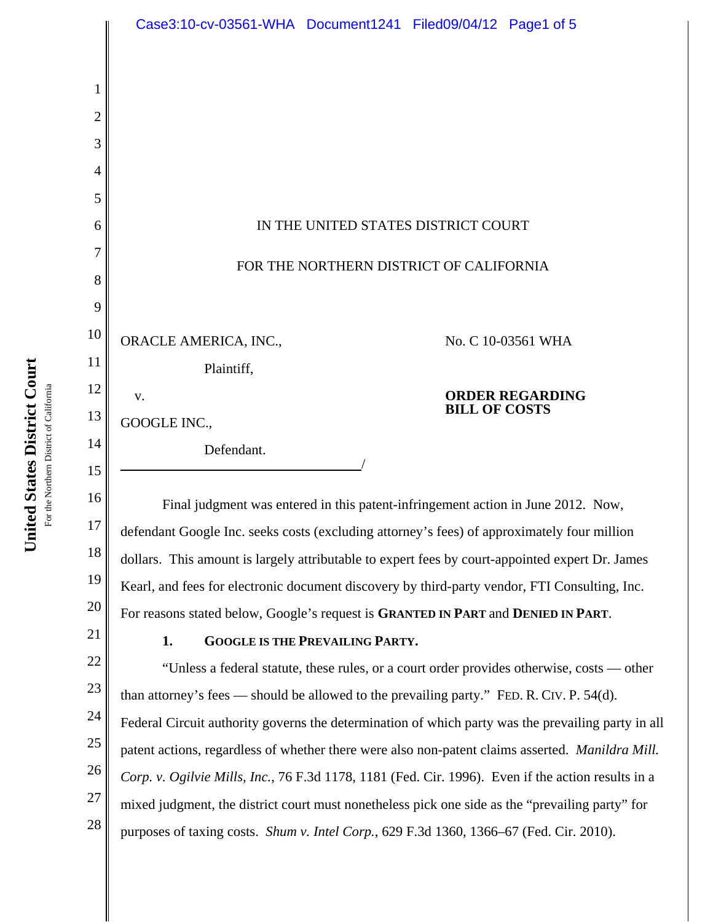IN THE UNITED STATES DISTRICT COURT

FOR THE NORTHERN DISTRICT OF CALIFORNIA

ORACLE AMERICA, INC.,

Plaintiff,

v.

GOOGLE INC.,

Defendant.
/

No. C 10-03561 WHA

**ORDER REGARDING BILL OF COSTS**

Final judgment was entered in this patent-infringement action in June 2012. Now, defendant Google Inc. seeks costs (excluding attorney's fees) of approximately four million dollars. This amount is largely attributable to expert fees by court-appointed expert Dr. James Kearl, and fees for electronic document discovery by third-party vendor, FTI Consulting, Inc. For reasons stated below, Google's request is **GRANTED IN PART** and **DENIED IN PART**.

**1. GOOGLE IS THE PREVAILING PARTY.**

"Unless a federal statute, these rules, or a court order provides otherwise, costs — other than attorney's fees — should be allowed to the prevailing party." FED. R. CIV. P. 54(d). Federal Circuit authority governs the determination of which party was the prevailing party in all patent actions, regardless of whether there were also non-patent claims asserted. *Manildra Mill. Corp. v. Ogilvie Mills, Inc.*, 76 F.3d 1178, 1181 (Fed. Cir. 1996). Even if the action results in a mixed judgment, the district court must nonetheless pick one side as the "prevailing party" for purposes of taxing costs. *Shum v. Intel Corp.*, 629 F.3d 1360, 1366–67 (Fed. Cir. 2010).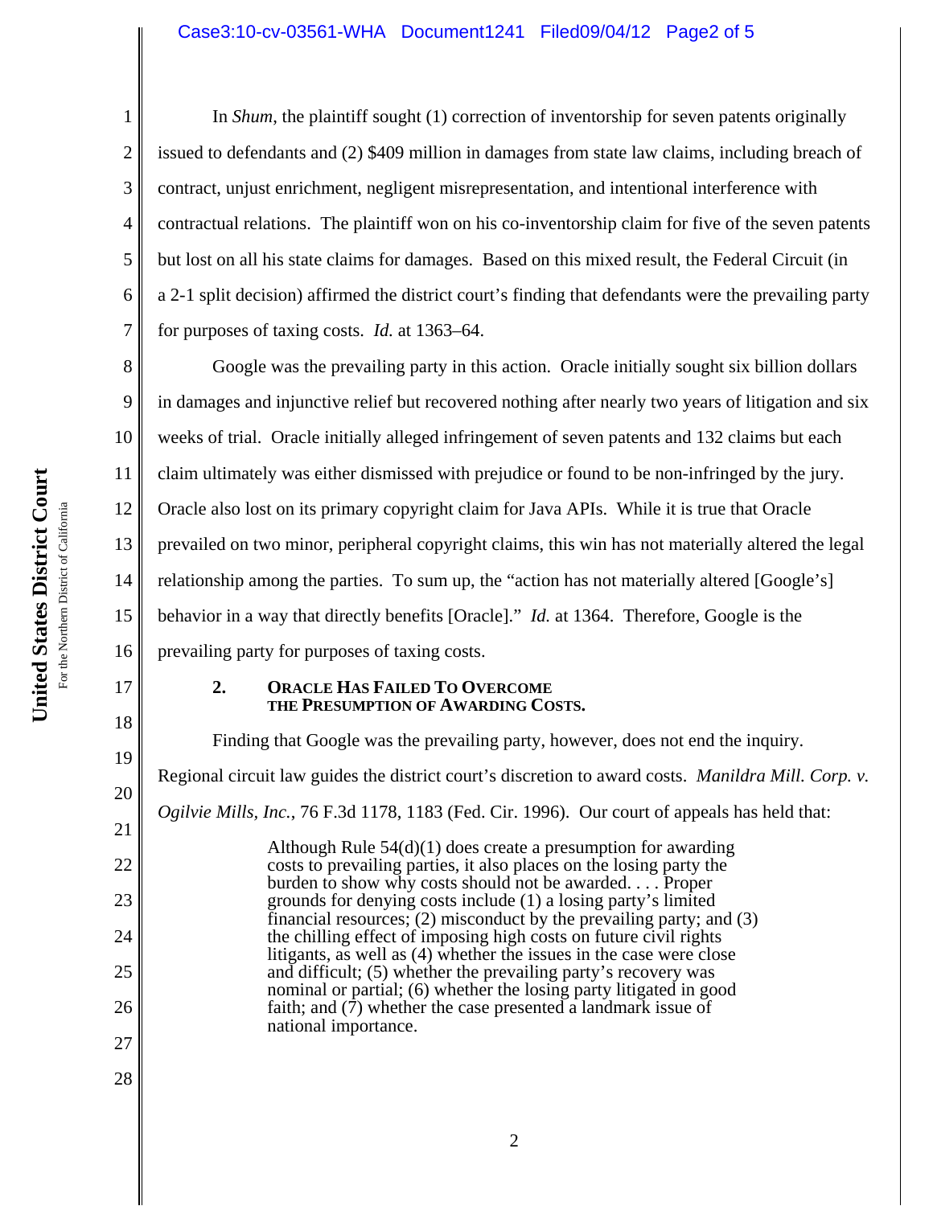In *Shum*, the plaintiff sought (1) correction of inventorship for seven patents originally issued to defendants and (2) $409 million in damages from state law claims, including breach of contract, unjust enrichment, negligent misrepresentation, and intentional interference with contractual relations. The plaintiff won on his co-inventorship claim for five of the seven patents but lost on all his state claims for damages. Based on this mixed result, the Federal Circuit (in a 2-1 split decision) affirmed the district court's finding that defendants were the prevailing party for purposes of taxing costs. *Id.* at 1363–64.

Google was the prevailing party in this action. Oracle initially sought six billion dollars in damages and injunctive relief but recovered nothing after nearly two years of litigation and six weeks of trial. Oracle initially alleged infringement of seven patents and 132 claims but each claim ultimately was either dismissed with prejudice or found to be non-infringed by the jury. Oracle also lost on its primary copyright claim for Java APIs. While it is true that Oracle prevailed on two minor, peripheral copyright claims, this win has not materially altered the legal relationship among the parties. To sum up, the "action has not materially altered [Google's] behavior in a way that directly benefits [Oracle]." *Id.* at 1364. Therefore, Google is the prevailing party for purposes of taxing costs.

### 2. ORACLE HAS FAILED TO OVERCOME THE PRESUMPTION OF AWARDING COSTS.

Finding that Google was the prevailing party, however, does not end the inquiry. Regional circuit law guides the district court's discretion to award costs. *Manildra Mill. Corp. v. Ogilvie Mills, Inc.*, 76 F.3d 1178, 1183 (Fed. Cir. 1996). Our court of appeals has held that:

> Although Rule 54(d)(1) does create a presumption for awarding costs to prevailing parties, it also places on the losing party the burden to show why costs should not be awarded. . . . Proper grounds for denying costs include (1) a losing party's limited financial resources; (2) misconduct by the prevailing party; and (3) the chilling effect of imposing high costs on future civil rights litigants, as well as (4) whether the issues in the case were close and difficult; (5) whether the prevailing party's recovery was nominal or partial; (6) whether the losing party litigated in good faith; and (7) whether the case presented a landmark issue of national importance.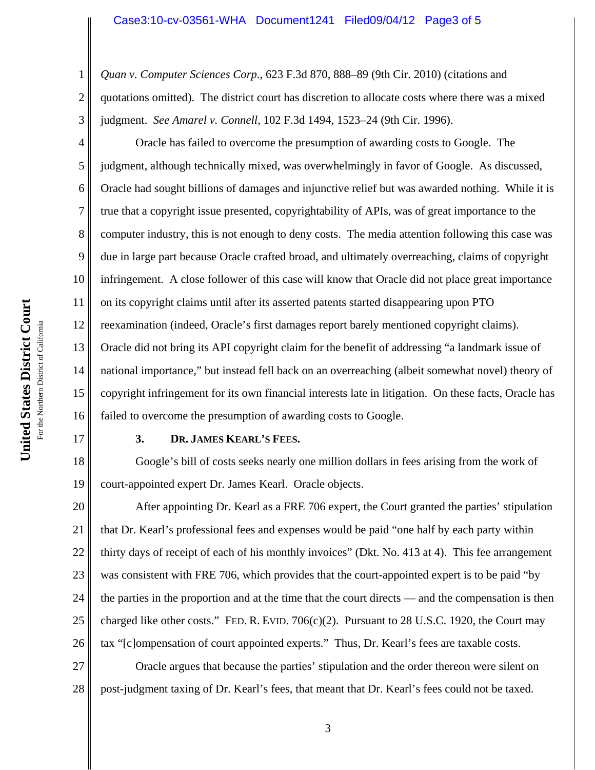*Quan v. Computer Sciences Corp.*, 623 F.3d 870, 888–89 (9th Cir. 2010) (citations and quotations omitted). The district court has discretion to allocate costs where there was a mixed judgment. *See Amarel v. Connell*, 102 F.3d 1494, 1523–24 (9th Cir. 1996).

Oracle has failed to overcome the presumption of awarding costs to Google. The judgment, although technically mixed, was overwhelmingly in favor of Google. As discussed, Oracle had sought billions of damages and injunctive relief but was awarded nothing. While it is true that a copyright issue presented, copyrightability of APIs, was of great importance to the computer industry, this is not enough to deny costs. The media attention following this case was due in large part because Oracle crafted broad, and ultimately overreaching, claims of copyright infringement. A close follower of this case will know that Oracle did not place great importance on its copyright claims until after its asserted patents started disappearing upon PTO reexamination (indeed, Oracle's first damages report barely mentioned copyright claims). Oracle did not bring its API copyright claim for the benefit of addressing "a landmark issue of national importance," but instead fell back on an overreaching (albeit somewhat novel) theory of copyright infringement for its own financial interests late in litigation. On these facts, Oracle has failed to overcome the presumption of awarding costs to Google.

### 3. DR. JAMES KEARL'S FEES.

Google's bill of costs seeks nearly one million dollars in fees arising from the work of court-appointed expert Dr. James Kearl. Oracle objects.

After appointing Dr. Kearl as a FRE 706 expert, the Court granted the parties' stipulation that Dr. Kearl's professional fees and expenses would be paid "one half by each party within thirty days of receipt of each of his monthly invoices" (Dkt. No. 413 at 4). This fee arrangement was consistent with FRE 706, which provides that the court-appointed expert is to be paid "by the parties in the proportion and at the time that the court directs — and the compensation is then charged like other costs." FED. R. EVID. 706(c)(2). Pursuant to 28 U.S.C. 1920, the Court may tax "[c]ompensation of court appointed experts." Thus, Dr. Kearl's fees are taxable costs.

Oracle argues that because the parties' stipulation and the order thereon were silent on post-judgment taxing of Dr. Kearl's fees, that meant that Dr. Kearl's fees could not be taxed.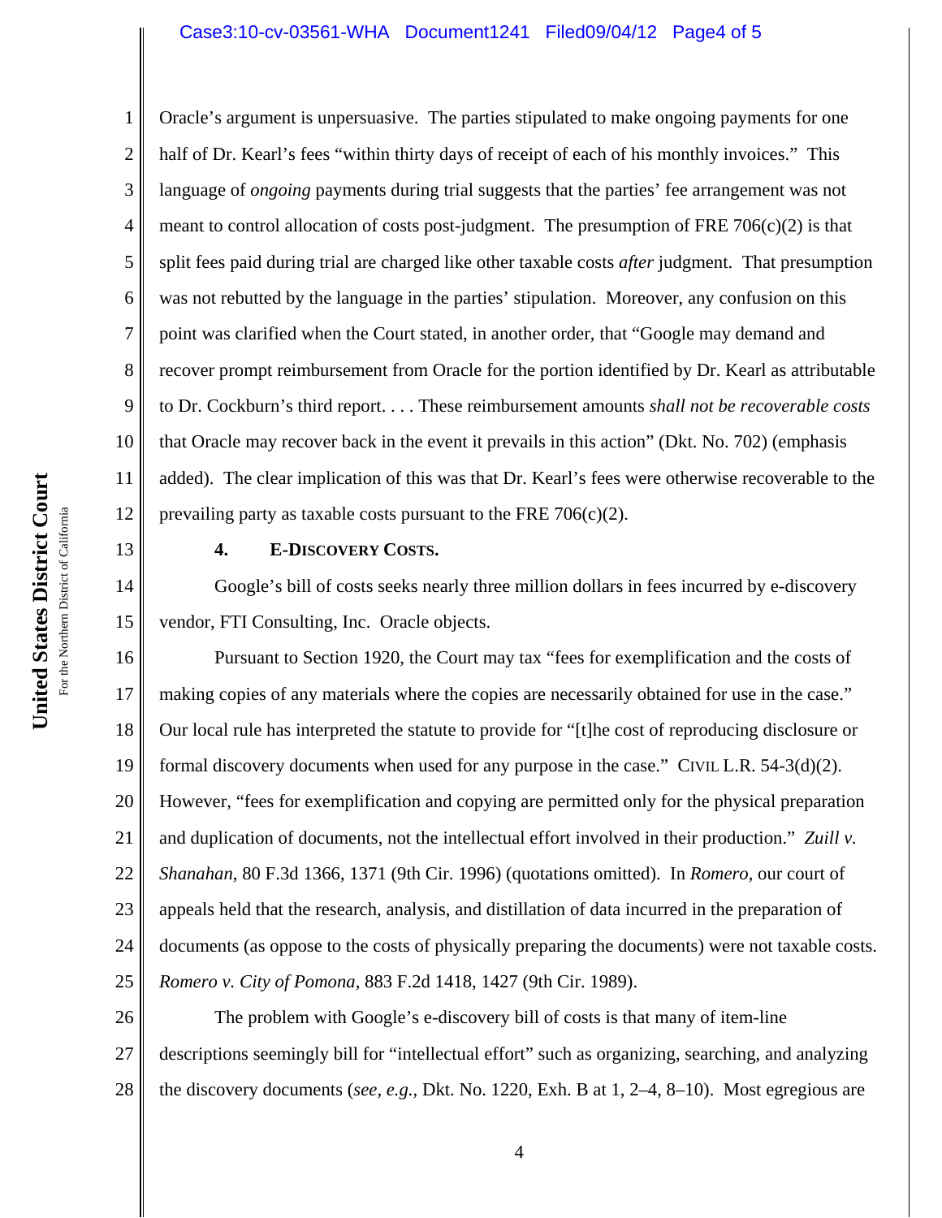Oracle's argument is unpersuasive. The parties stipulated to make ongoing payments for one half of Dr. Kearl's fees "within thirty days of receipt of each of his monthly invoices." This language of *ongoing* payments during trial suggests that the parties' fee arrangement was not meant to control allocation of costs post-judgment. The presumption of FRE 706(c)(2) is that split fees paid during trial are charged like other taxable costs *after* judgment. That presumption was not rebutted by the language in the parties' stipulation. Moreover, any confusion on this point was clarified when the Court stated, in another order, that "Google may demand and recover prompt reimbursement from Oracle for the portion identified by Dr. Kearl as attributable to Dr. Cockburn's third report. . . . These reimbursement amounts *shall not be recoverable costs* that Oracle may recover back in the event it prevails in this action" (Dkt. No. 702) (emphasis added). The clear implication of this was that Dr. Kearl's fees were otherwise recoverable to the prevailing party as taxable costs pursuant to the FRE 706(c)(2).

### 4. E-DISCOVERY COSTS.

Google's bill of costs seeks nearly three million dollars in fees incurred by e-discovery vendor, FTI Consulting, Inc. Oracle objects.

Pursuant to Section 1920, the Court may tax "fees for exemplification and the costs of making copies of any materials where the copies are necessarily obtained for use in the case." Our local rule has interpreted the statute to provide for "[t]he cost of reproducing disclosure or formal discovery documents when used for any purpose in the case." CIVIL L.R. 54-3(d)(2). However, "fees for exemplification and copying are permitted only for the physical preparation and duplication of documents, not the intellectual effort involved in their production." *Zuill v. Shanahan*, 80 F.3d 1366, 1371 (9th Cir. 1996) (quotations omitted). In *Romero*, our court of appeals held that the research, analysis, and distillation of data incurred in the preparation of documents (as oppose to the costs of physically preparing the documents) were not taxable costs. *Romero v. City of Pomona*, 883 F.2d 1418, 1427 (9th Cir. 1989).

The problem with Google's e-discovery bill of costs is that many of item-line descriptions seemingly bill for "intellectual effort" such as organizing, searching, and analyzing the discovery documents (*see, e.g.,* Dkt. No. 1220, Exh. B at 1, 2–4, 8–10). Most egregious are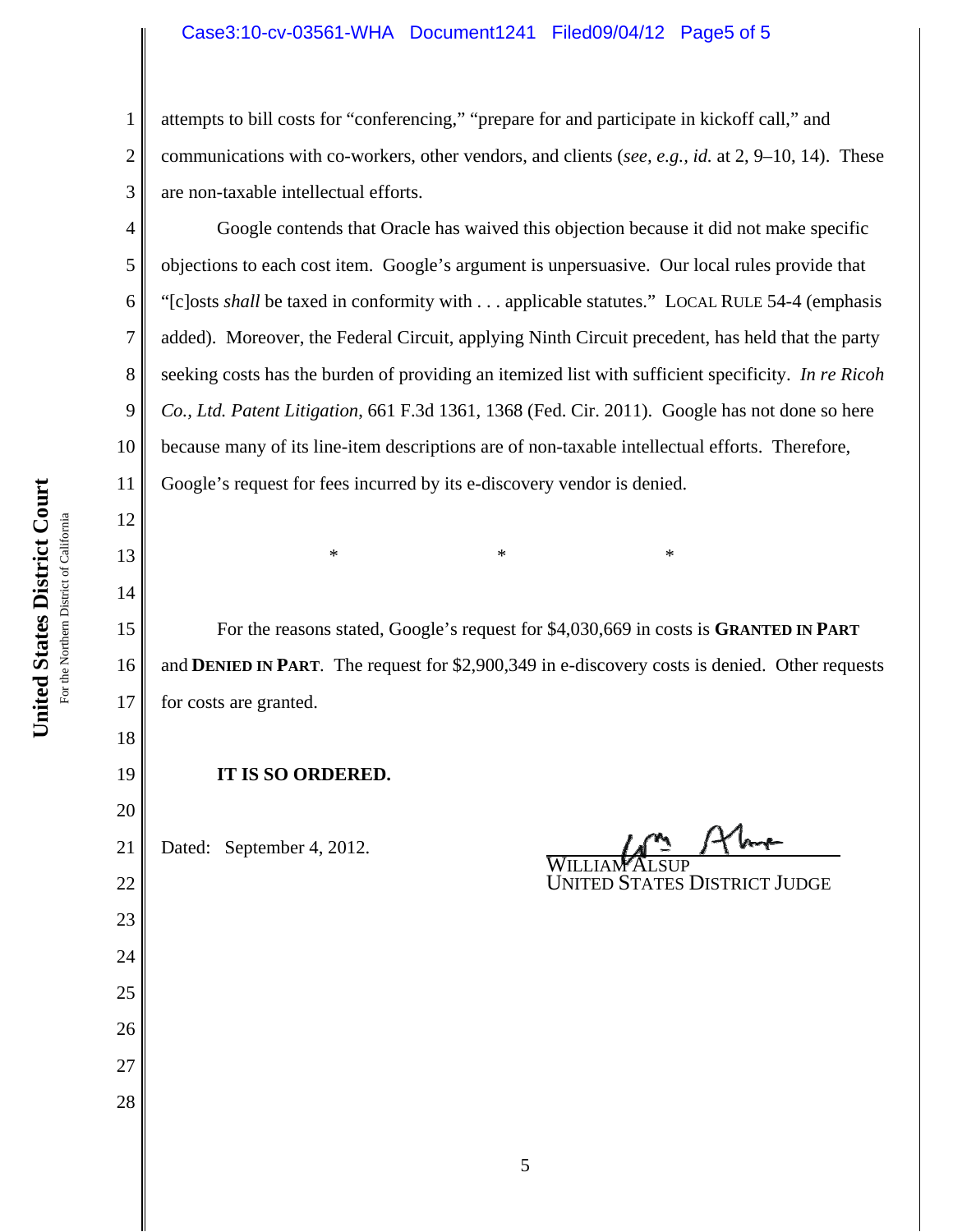attempts to bill costs for "conferencing," "prepare for and participate in kickoff call," and communications with co-workers, other vendors, and clients (*see, e.g.*, *id.* at 2, 9–10, 14). These are non-taxable intellectual efforts.

Google contends that Oracle has waived this objection because it did not make specific objections to each cost item. Google's argument is unpersuasive. Our local rules provide that "[c]osts *shall* be taxed in conformity with . . . applicable statutes." LOCAL RULE 54-4 (emphasis added). Moreover, the Federal Circuit, applying Ninth Circuit precedent, has held that the party seeking costs has the burden of providing an itemized list with sufficient specificity. *In re Ricoh Co., Ltd. Patent Litigation*, 661 F.3d 1361, 1368 (Fed. Cir. 2011). Google has not done so here because many of its line-item descriptions are of non-taxable intellectual efforts. Therefore, Google's request for fees incurred by its e-discovery vendor is denied.

\* \* \*

For the reasons stated, Google's request for $4,030,669 in costs is **GRANTED IN PART** and **DENIED IN PART**. The request for $2,900,349 in e-discovery costs is denied. Other requests for costs are granted.

**IT IS SO ORDERED.**

Dated: September 4, 2012.

WILLIAM ALSUP
UNITED STATES DISTRICT JUDGE